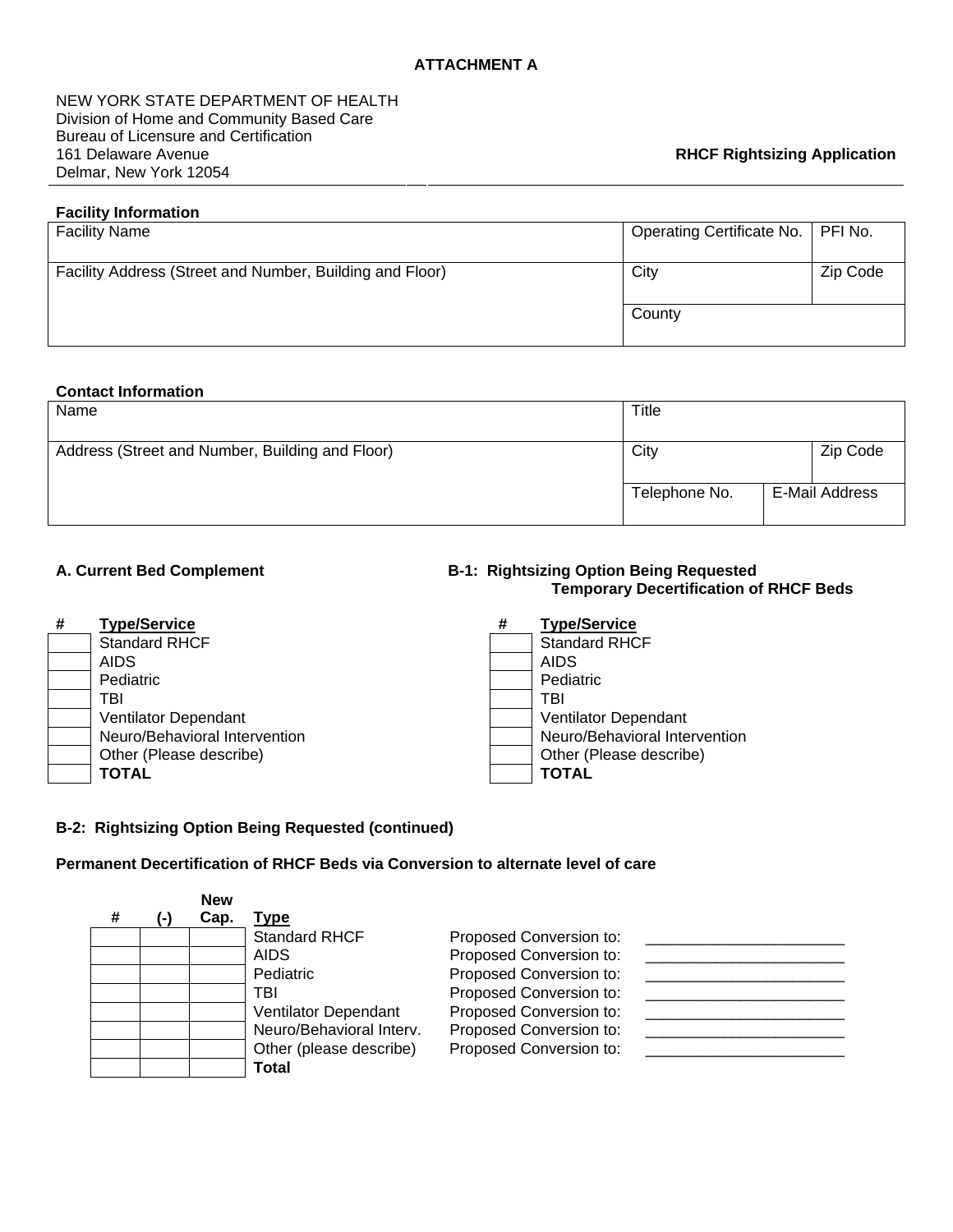**ATTACHMENT A**

NEW YORK STATE DEPARTMENT OF HEALTH
Division of Home and Community Based Care
Bureau of Licensure and Certification
161 Delaware Avenue
Delmar, New York 12054

**RHCF Rightsizing Application**

**Facility Information**

| Facility Name | Operating Certificate No. | PFI No. |
|---|---|---|
| Facility Address (Street and Number, Building and Floor) | City | Zip Code |
| | County | |

**Contact Information**

| Name | Title | | |
|---|---|---|---|
| Address (Street and Number, Building and Floor) | City | | Zip Code |
| | Telephone No. | E-Mail Address | |

**A. Current Bed Complement**

| # | Type/Service |
|---|---|
| | Standard RHCF |
| | AIDS |
| | Pediatric |
| | TBI |
| | Ventilator Dependant |
| | Neuro/Behavioral Intervention |
| | Other (Please describe) |
| | **TOTAL** |

**B-1: Rightsizing Option Being Requested**
**Temporary Decertification of RHCF Beds**

| # | Type/Service |
|---|---|
| | Standard RHCF |
| | AIDS |
| | Pediatric |
| | TBI |
| | Ventilator Dependant |
| | Neuro/Behavioral Intervention |
| | Other (Please describe) |
| | **TOTAL** |

**B-2: Rightsizing Option Being Requested (continued)**

**Permanent Decertification of RHCF Beds via Conversion to alternate level of care**

| # | (-) | New Cap. | Type | | |
|---|---|---|---|---|---|
| | | | Standard RHCF | Proposed Conversion to: | ______________________ |
| | | | AIDS | Proposed Conversion to: | ______________________ |
| | | | Pediatric | Proposed Conversion to: | ______________________ |
| | | | TBI | Proposed Conversion to: | ______________________ |
| | | | Ventilator Dependant | Proposed Conversion to: | ______________________ |
| | | | Neuro/Behavioral Interv. | Proposed Conversion to: | ______________________ |
| | | | Other (please describe) | Proposed Conversion to: | ______________________ |
| | | | **Total** | | |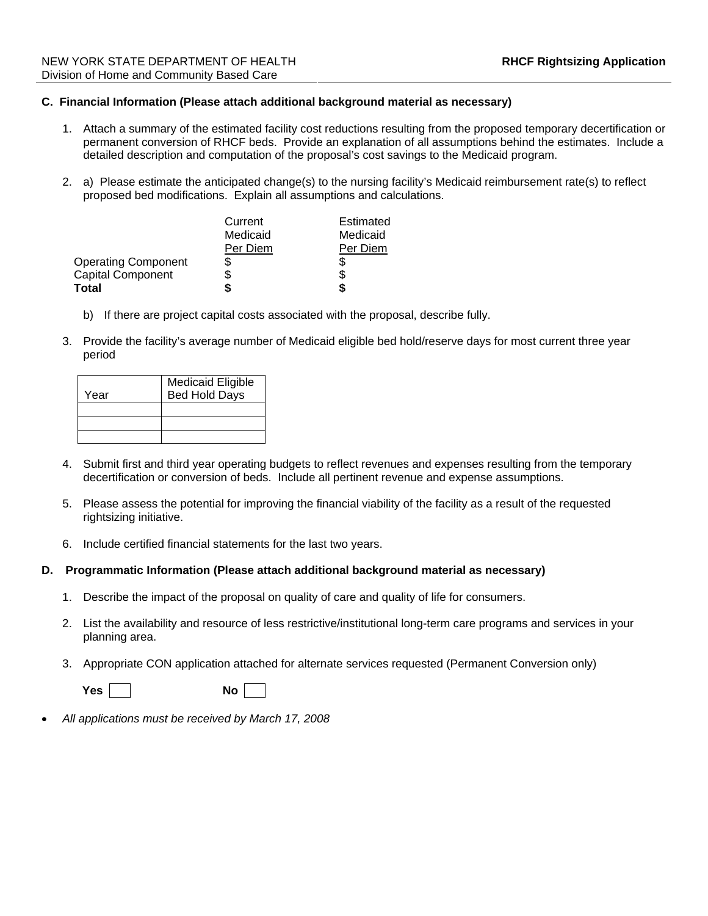## C. Financial Information (Please attach additional background material as necessary)

1. Attach a summary of the estimated facility cost reductions resulting from the proposed temporary decertification or permanent conversion of RHCF beds. Provide an explanation of all assumptions behind the estimates. Include a detailed description and computation of the proposal's cost savings to the Medicaid program.

2. a) Please estimate the anticipated change(s) to the nursing facility's Medicaid reimbursement rate(s) to reflect proposed bed modifications. Explain all assumptions and calculations.

| | Current Medicaid Per Diem | Estimated Medicaid Per Diem |
|---|---|---|
| Operating Component | $ | $ |
| Capital Component | $ | $ |
| **Total** | **$** | **$** |

   b) If there are project capital costs associated with the proposal, describe fully.

3. Provide the facility's average number of Medicaid eligible bed hold/reserve days for most current three year period

| Year | Medicaid Eligible Bed Hold Days |
|---|---|
| | |
| | |
| | |

4. Submit first and third year operating budgets to reflect revenues and expenses resulting from the temporary decertification or conversion of beds. Include all pertinent revenue and expense assumptions.

5. Please assess the potential for improving the financial viability of the facility as a result of the requested rightsizing initiative.

6. Include certified financial statements for the last two years.

## D. Programmatic Information (Please attach additional background material as necessary)

1. Describe the impact of the proposal on quality of care and quality of life for consumers.

2. List the availability and resource of less restrictive/institutional long-term care programs and services in your planning area.

3. Appropriate CON application attached for alternate services requested (Permanent Conversion only)

   **Yes** ☐ **No** ☐

- *All applications must be received by March 17, 2008*